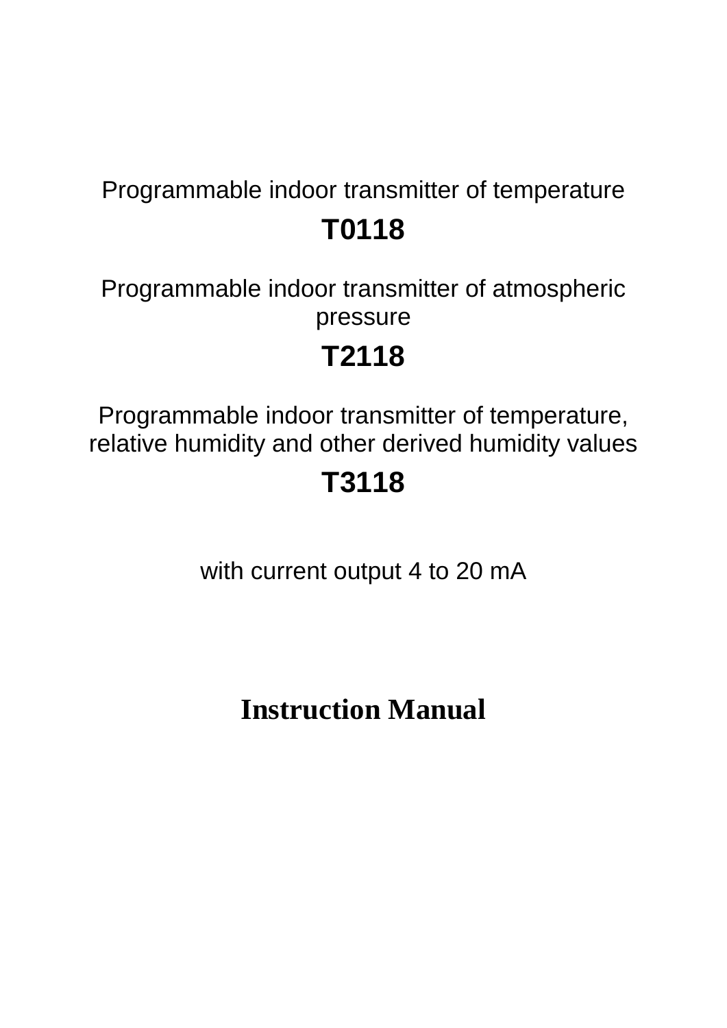Programmable indoor transmitter of temperature

# T0118

Programmable indoor transmitter of atmospheric pressure

# T2118

Programmable indoor transmitter of temperature, relative humidity and other derived humidity values

# T3118

with current output 4 to 20 mA

# Instruction Manual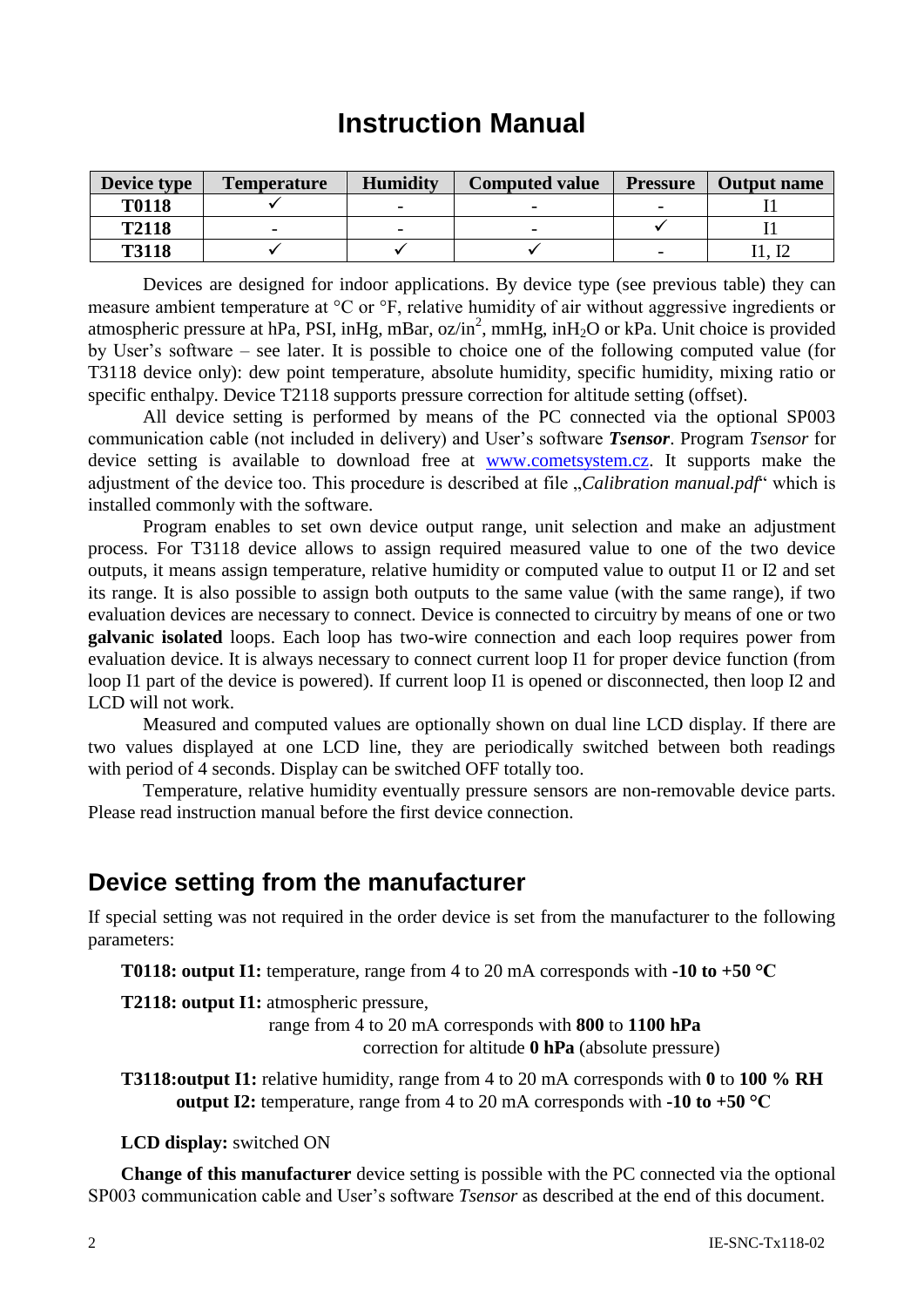# Instruction Manual

| Device type | Temperature | Humidity | Computed value | Pressure | Output name |
|---|---|---|---|---|---|
| **T0118** | ✓ | - | - | - | I1 |
| **T2118** | - | - | - | ✓ | I1 |
| **T3118** | ✓ | ✓ | ✓ | - | I1, I2 |

Devices are designed for indoor applications. By device type (see previous table) they can measure ambient temperature at °C or °F, relative humidity of air without aggressive ingredients or atmospheric pressure at hPa, PSI, inHg, mBar, oz/in$^2$, mmHg, in$H_2O$ or kPa. Unit choice is provided by User's software – see later. It is possible to choice one of the following computed value (for T3118 device only): dew point temperature, absolute humidity, specific humidity, mixing ratio or specific enthalpy. Device T2118 supports pressure correction for altitude setting (offset).

All device setting is performed by means of the PC connected via the optional SP003 communication cable (not included in delivery) and User's software ***Tsensor***. Program *Tsensor* for device setting is available to download free at www.cometsystem.cz. It supports make the adjustment of the device too. This procedure is described at file „*Calibration manual.pdf*" which is installed commonly with the software.

Program enables to set own device output range, unit selection and make an adjustment process. For T3118 device allows to assign required measured value to one of the two device outputs, it means assign temperature, relative humidity or computed value to output I1 or I2 and set its range. It is also possible to assign both outputs to the same value (with the same range), if two evaluation devices are necessary to connect. Device is connected to circuitry by means of one or two **galvanic isolated** loops. Each loop has two-wire connection and each loop requires power from evaluation device. It is always necessary to connect current loop I1 for proper device function (from loop I1 part of the device is powered). If current loop I1 is opened or disconnected, then loop I2 and LCD will not work.

Measured and computed values are optionally shown on dual line LCD display. If there are two values displayed at one LCD line, they are periodically switched between both readings with period of 4 seconds. Display can be switched OFF totally too.

Temperature, relative humidity eventually pressure sensors are non-removable device parts. Please read instruction manual before the first device connection.

## Device setting from the manufacturer

If special setting was not required in the order device is set from the manufacturer to the following parameters:

**T0118: output I1:** temperature, range from 4 to 20 mA corresponds with **-10 to +50 °C**

**T2118: output I1:** atmospheric pressure,
range from 4 to 20 mA corresponds with **800** to **1100 hPa**
correction for altitude **0 hPa** (absolute pressure)

**T3118:output I1:** relative humidity, range from 4 to 20 mA corresponds with **0** to **100 % RH**
**output I2:** temperature, range from 4 to 20 mA corresponds with **-10 to +50 °C**

**LCD display:** switched ON

**Change of this manufacturer** device setting is possible with the PC connected via the optional SP003 communication cable and User's software *Tsensor* as described at the end of this document.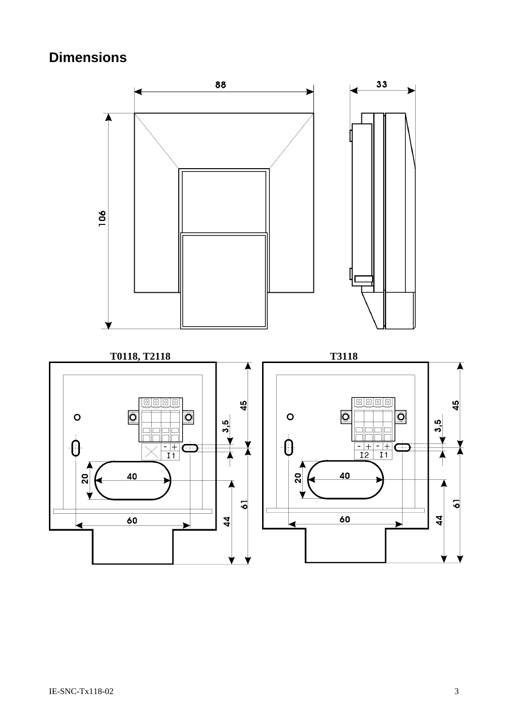# Dimensions

T0118, T2118

T3118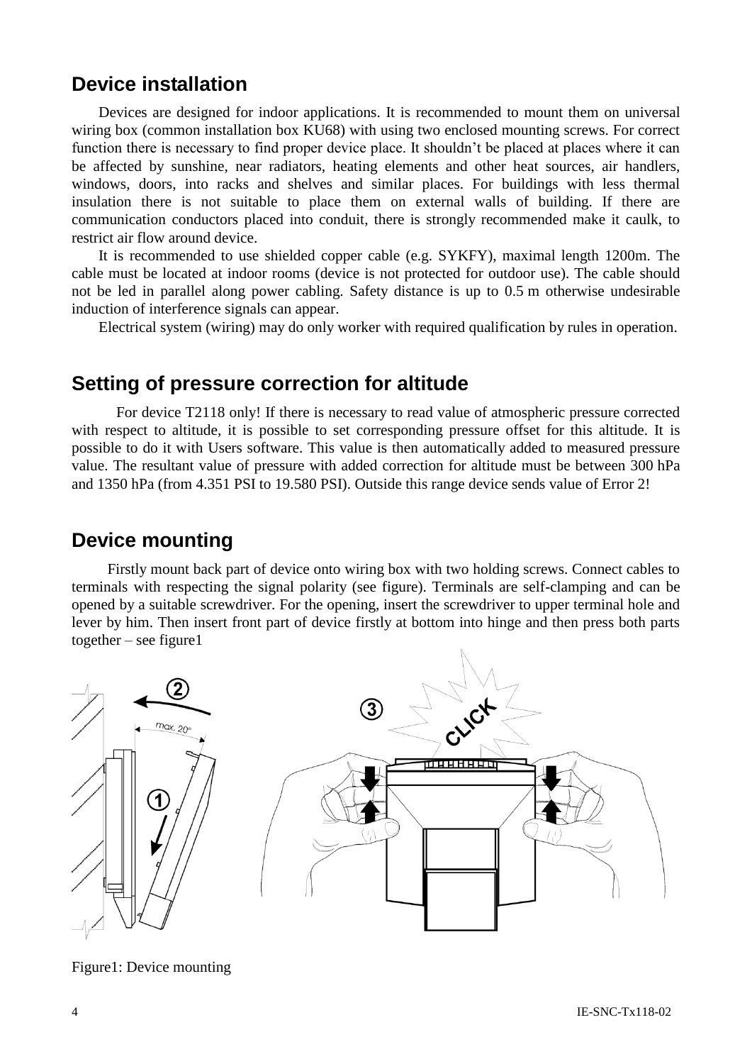## Device installation

Devices are designed for indoor applications. It is recommended to mount them on universal wiring box (common installation box KU68) with using two enclosed mounting screws. For correct function there is necessary to find proper device place. It shouldn't be placed at places where it can be affected by sunshine, near radiators, heating elements and other heat sources, air handlers, windows, doors, into racks and shelves and similar places. For buildings with less thermal insulation there is not suitable to place them on external walls of building. If there are communication conductors placed into conduit, there is strongly recommended make it caulk, to restrict air flow around device.

It is recommended to use shielded copper cable (e.g. SYKFY), maximal length 1200m. The cable must be located at indoor rooms (device is not protected for outdoor use). The cable should not be led in parallel along power cabling. Safety distance is up to 0.5 m otherwise undesirable induction of interference signals can appear.

Electrical system (wiring) may do only worker with required qualification by rules in operation.

## Setting of pressure correction for altitude

For device T2118 only! If there is necessary to read value of atmospheric pressure corrected with respect to altitude, it is possible to set corresponding pressure offset for this altitude. It is possible to do it with Users software. This value is then automatically added to measured pressure value. The resultant value of pressure with added correction for altitude must be between 300 hPa and 1350 hPa (from 4.351 PSI to 19.580 PSI). Outside this range device sends value of Error 2!

## Device mounting

Firstly mount back part of device onto wiring box with two holding screws. Connect cables to terminals with respecting the signal polarity (see figure). Terminals are self-clamping and can be opened by a suitable screwdriver. For the opening, insert the screwdriver to upper terminal hole and lever by him. Then insert front part of device firstly at bottom into hinge and then press both parts together – see figure1

Figure1: Device mounting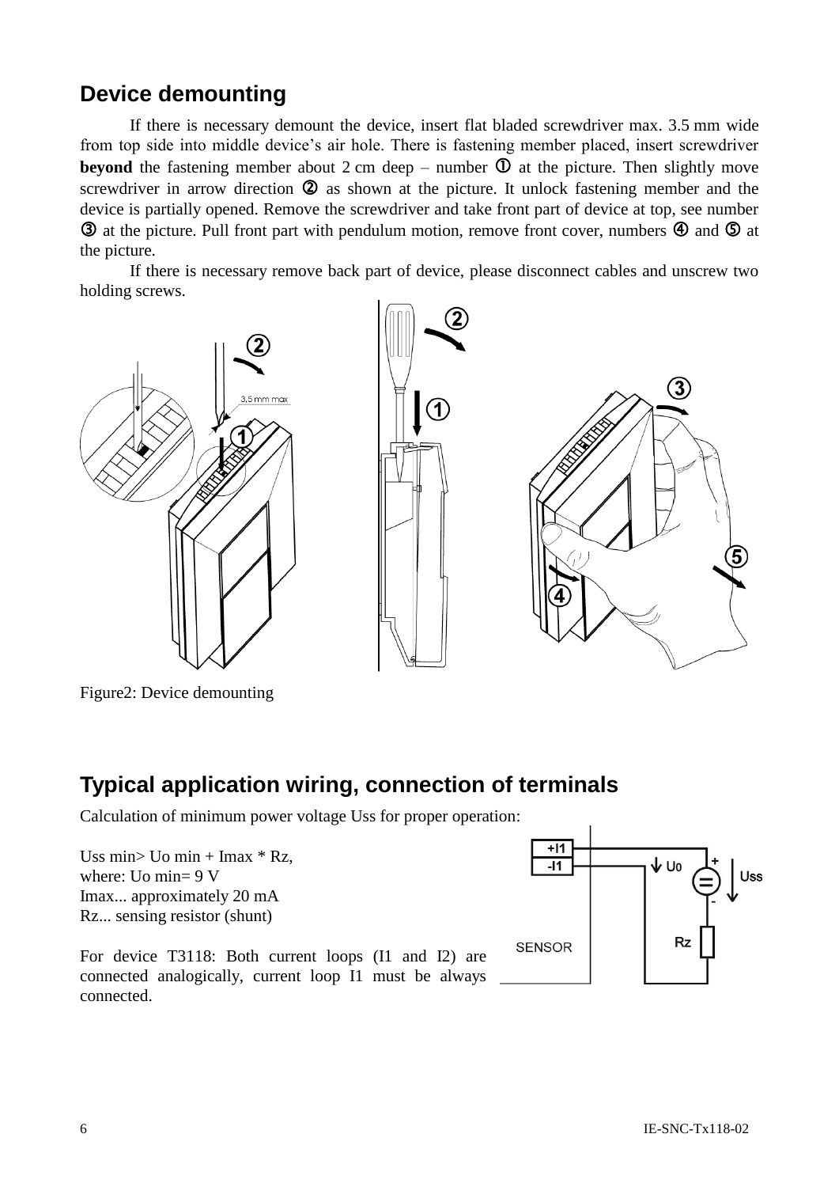## Device demounting

If there is necessary demount the device, insert flat bladed screwdriver max. 3.5 mm wide from top side into middle device's air hole. There is fastening member placed, insert screwdriver **beyond** the fastening member about 2 cm deep – number ① at the picture. Then slightly move screwdriver in arrow direction ② as shown at the picture. It unlock fastening member and the device is partially opened. Remove the screwdriver and take front part of device at top, see number ③ at the picture. Pull front part with pendulum motion, remove front cover, numbers ④ and ⑤ at the picture.

If there is necessary remove back part of device, please disconnect cables and unscrew two holding screws.

Figure2: Device demounting

## Typical application wiring, connection of terminals

Calculation of minimum power voltage Uss for proper operation:

Uss min> Uo min + Imax * Rz,
where: Uo min= 9 V
Imax... approximately 20 mA
Rz... sensing resistor (shunt)

For device T3118: Both current loops (I1 and I2) are connected analogically, current loop I1 must be always connected.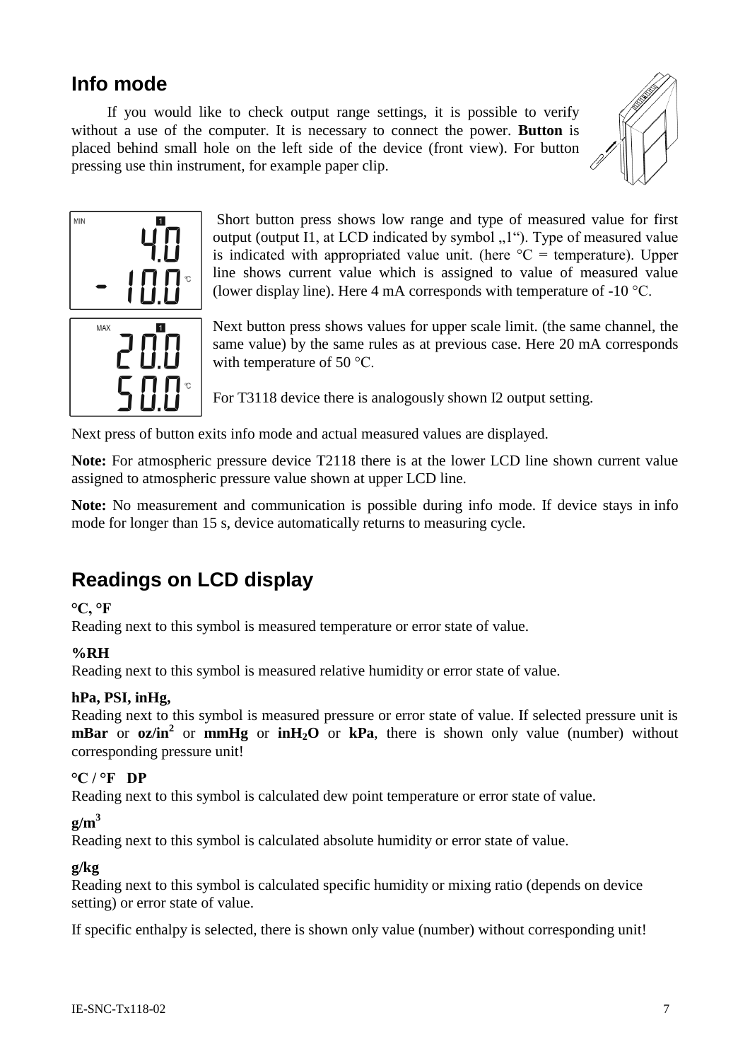## Info mode

If you would like to check output range settings, it is possible to verify without a use of the computer. It is necessary to connect the power. **Button** is placed behind small hole on the left side of the device (front view). For button pressing use thin instrument, for example paper clip.

Short button press shows low range and type of measured value for first output (output I1, at LCD indicated by symbol „1“). Type of measured value is indicated with appropriated value unit. (here °C = temperature). Upper line shows current value which is assigned to value of measured value (lower display line). Here 4 mA corresponds with temperature of -10 °C.

Next button press shows values for upper scale limit. (the same channel, the same value) by the same rules as at previous case. Here 20 mA corresponds with temperature of 50 °C.

For T3118 device there is analogously shown I2 output setting.

Next press of button exits info mode and actual measured values are displayed.

**Note:** For atmospheric pressure device T2118 there is at the lower LCD line shown current value assigned to atmospheric pressure value shown at upper LCD line.

**Note:** No measurement and communication is possible during info mode. If device stays in info mode for longer than 15 s, device automatically returns to measuring cycle.

## Readings on LCD display

**°C, °F**

Reading next to this symbol is measured temperature or error state of value.

**%RH**

Reading next to this symbol is measured relative humidity or error state of value.

**hPa, PSI, inHg,**

Reading next to this symbol is measured pressure or error state of value. If selected pressure unit is **mBar** or **oz/in$^2$** or **mmHg** or **inH$_2$O** or **kPa**, there is shown only value (number) without corresponding pressure unit!

**°C / °F DP**

Reading next to this symbol is calculated dew point temperature or error state of value.

**g/m$^3$**

Reading next to this symbol is calculated absolute humidity or error state of value.

**g/kg**

Reading next to this symbol is calculated specific humidity or mixing ratio (depends on device setting) or error state of value.

If specific enthalpy is selected, there is shown only value (number) without corresponding unit!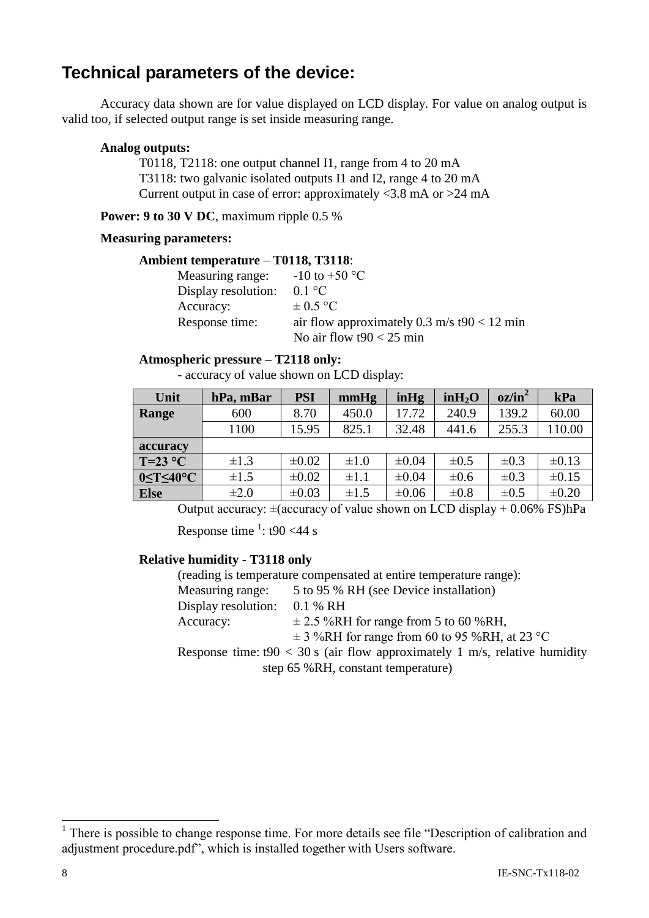## Technical parameters of the device:

Accuracy data shown are for value displayed on LCD display. For value on analog output is valid too, if selected output range is set inside measuring range.

**Analog outputs:**

T0118, T2118: one output channel I1, range from 4 to 20 mA
T3118: two galvanic isolated outputs I1 and I2, range 4 to 20 mA
Current output in case of error: approximately <3.8 mA or >24 mA

**Power: 9 to 30 V DC**, maximum ripple 0.5 %

**Measuring parameters:**

**Ambient temperature** – **T0118, T3118**:

Measuring range: -10 to +50 °C
Display resolution: 0.1 °C
Accuracy: ± 0.5 °C
Response time: air flow approximately 0.3 m/s t90 < 12 min
No air flow t90 < 25 min

**Atmospheric pressure – T2118 only:**

- accuracy of value shown on LCD display:

| Unit | hPa, mBar | PSI | mmHg | inHg | $inH_2O$ | $oz/in^2$ | kPa |
|---|---|---|---|---|---|---|---|
| **Range** | 600 | 8.70 | 450.0 | 17.72 | 240.9 | 139.2 | 60.00 |
| | 1100 | 15.95 | 825.1 | 32.48 | 441.6 | 255.3 | 110.00 |
| **accuracy** | | | | | | | |
| **T=23 °C** | ±1.3 | ±0.02 | ±1.0 | ±0.04 | ±0.5 | ±0.3 | ±0.13 |
| **0≤T≤40°C** | ±1.5 | ±0.02 | ±1.1 | ±0.04 | ±0.6 | ±0.3 | ±0.15 |
| **Else** | ±2.0 | ±0.03 | ±1.5 | ±0.06 | ±0.8 | ±0.5 | ±0.20 |

Output accuracy: ±(accuracy of value shown on LCD display + 0.06% FS)hPa

Response time [1]: t90 <44 s

**Relative humidity - T3118 only**

(reading is temperature compensated at entire temperature range):

Measuring range: 5 to 95 % RH (see Device installation)
Display resolution: 0.1 % RH
Accuracy: ± 2.5 %RH for range from 5 to 60 %RH,
± 3 %RH for range from 60 to 95 %RH, at 23 °C

Response time: t90 < 30 s (air flow approximately 1 m/s, relative humidity step 65 %RH, constant temperature)

---

[1] There is possible to change response time. For more details see file "Description of calibration and adjustment procedure.pdf", which is installed together with Users software.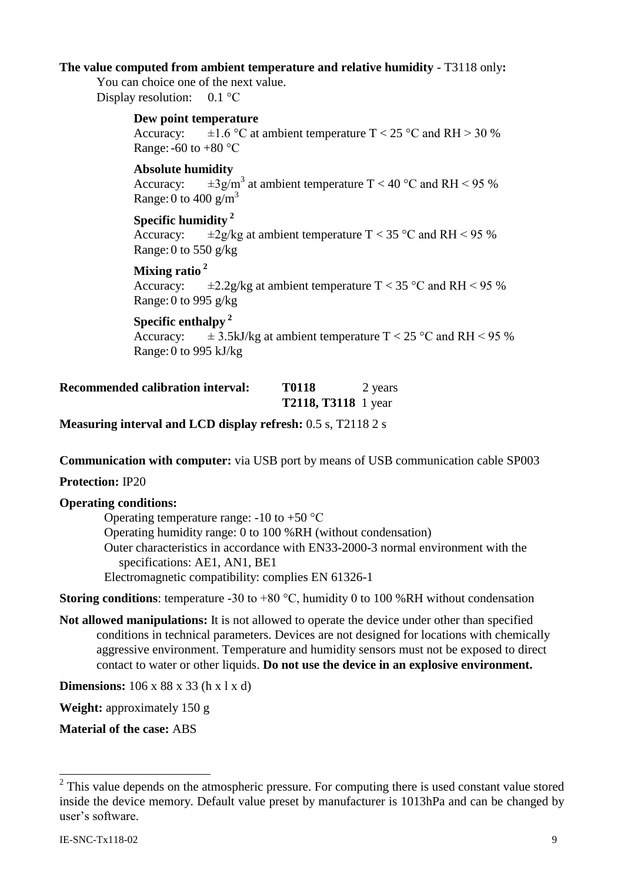**The value computed from ambient temperature and relative humidity** - T3118 only**:**

You can choice one of the next value.

Display resolution: 0.1 °C

**Dew point temperature**

Accuracy: ±1.6 °C at ambient temperature T < 25 °C and RH > 30 %

Range: -60 to +80 °C

**Absolute humidity**

Accuracy: ±3g/$m^3$ at ambient temperature T < 40 °C and RH < 95 %

Range: 0 to 400 g/$m^3$

**Specific humidity** [2]

Accuracy: ±2g/kg at ambient temperature T < 35 °C and RH < 95 %

Range: 0 to 550 g/kg

**Mixing ratio** [2]

Accuracy: ±2.2g/kg at ambient temperature T < 35 °C and RH < 95 %

Range: 0 to 995 g/kg

**Specific enthalpy** [2]

Accuracy: ± 3.5kJ/kg at ambient temperature T < 25 °C and RH < 95 %

Range: 0 to 995 kJ/kg

**Recommended calibration interval:** **T0118** 2 years; **T2118, T3118** 1 year

**Measuring interval and LCD display refresh:** 0.5 s, T2118 2 s

**Communication with computer:** via USB port by means of USB communication cable SP003

**Protection:** IP20

**Operating conditions:**

Operating temperature range: -10 to +50 °C

Operating humidity range: 0 to 100 %RH (without condensation)

Outer characteristics in accordance with EN33-2000-3 normal environment with the specifications: AE1, AN1, BE1

Electromagnetic compatibility: complies EN 61326-1

**Storing conditions**: temperature -30 to +80 °C, humidity 0 to 100 %RH without condensation

**Not allowed manipulations:** It is not allowed to operate the device under other than specified conditions in technical parameters. Devices are not designed for locations with chemically aggressive environment. Temperature and humidity sensors must not be exposed to direct contact to water or other liquids. **Do not use the device in an explosive environment.**

**Dimensions:** 106 x 88 x 33 (h x l x d)

**Weight:** approximately 150 g

**Material of the case:** ABS

---

[2] This value depends on the atmospheric pressure. For computing there is used constant value stored inside the device memory. Default value preset by manufacturer is 1013hPa and can be changed by user's software.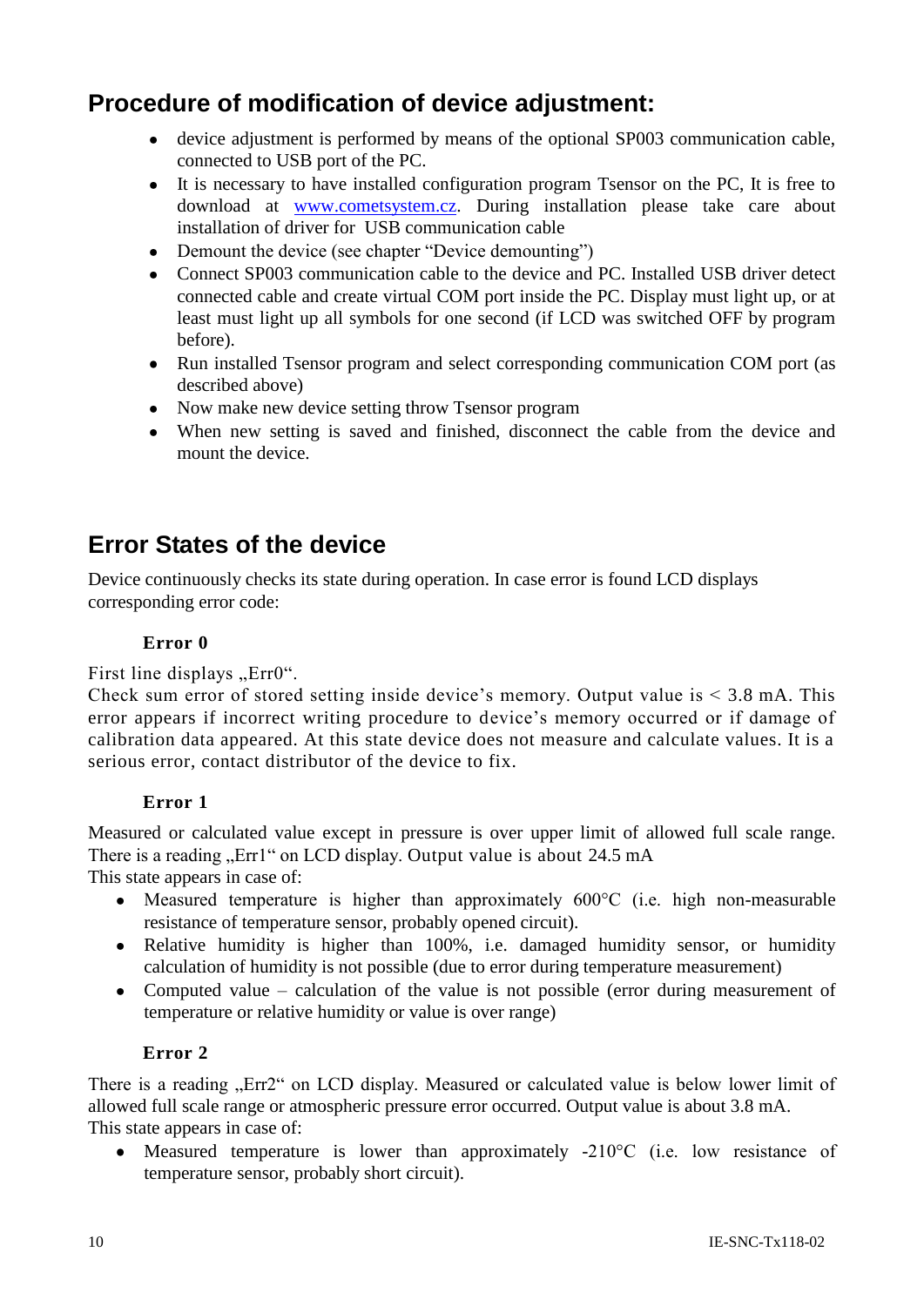## Procedure of modification of device adjustment:

- device adjustment is performed by means of the optional SP003 communication cable, connected to USB port of the PC.
- It is necessary to have installed configuration program Tsensor on the PC, It is free to download at www.cometsystem.cz. During installation please take care about installation of driver for USB communication cable
- Demount the device (see chapter "Device demounting")
- Connect SP003 communication cable to the device and PC. Installed USB driver detect connected cable and create virtual COM port inside the PC. Display must light up, or at least must light up all symbols for one second (if LCD was switched OFF by program before).
- Run installed Tsensor program and select corresponding communication COM port (as described above)
- Now make new device setting throw Tsensor program
- When new setting is saved and finished, disconnect the cable from the device and mount the device.

## Error States of the device

Device continuously checks its state during operation. In case error is found LCD displays corresponding error code:

**Error 0**

First line displays „Err0".
Check sum error of stored setting inside device's memory. Output value is < 3.8 mA. This error appears if incorrect writing procedure to device's memory occurred or if damage of calibration data appeared. At this state device does not measure and calculate values. It is a serious error, contact distributor of the device to fix.

**Error 1**

Measured or calculated value except in pressure is over upper limit of allowed full scale range. There is a reading „Err1" on LCD display. Output value is about 24.5 mA
This state appears in case of:

- Measured temperature is higher than approximately 600°C (i.e. high non-measurable resistance of temperature sensor, probably opened circuit).
- Relative humidity is higher than 100%, i.e. damaged humidity sensor, or humidity calculation of humidity is not possible (due to error during temperature measurement)
- Computed value – calculation of the value is not possible (error during measurement of temperature or relative humidity or value is over range)

**Error 2**

There is a reading „Err2" on LCD display. Measured or calculated value is below lower limit of allowed full scale range or atmospheric pressure error occurred. Output value is about 3.8 mA.
This state appears in case of:

- Measured temperature is lower than approximately -210°C (i.e. low resistance of temperature sensor, probably short circuit).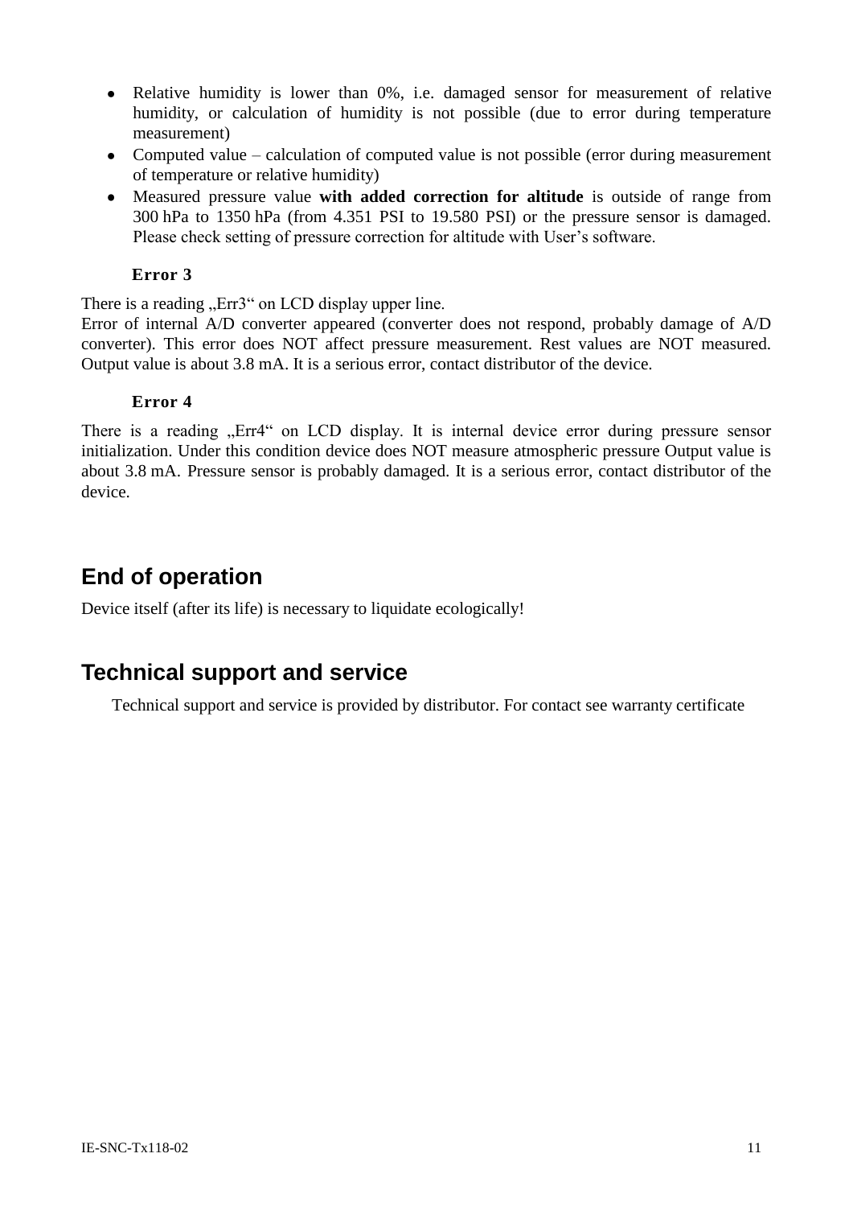- Relative humidity is lower than 0%, i.e. damaged sensor for measurement of relative humidity, or calculation of humidity is not possible (due to error during temperature measurement)
- Computed value – calculation of computed value is not possible (error during measurement of temperature or relative humidity)
- Measured pressure value **with added correction for altitude** is outside of range from 300 hPa to 1350 hPa (from 4.351 PSI to 19.580 PSI) or the pressure sensor is damaged. Please check setting of pressure correction for altitude with User's software.

**Error 3**

There is a reading „Err3" on LCD display upper line.
Error of internal A/D converter appeared (converter does not respond, probably damage of A/D converter). This error does NOT affect pressure measurement. Rest values are NOT measured. Output value is about 3.8 mA. It is a serious error, contact distributor of the device.

**Error 4**

There is a reading „Err4" on LCD display. It is internal device error during pressure sensor initialization. Under this condition device does NOT measure atmospheric pressure Output value is about 3.8 mA. Pressure sensor is probably damaged. It is a serious error, contact distributor of the device.

## End of operation

Device itself (after its life) is necessary to liquidate ecologically!

## Technical support and service

Technical support and service is provided by distributor. For contact see warranty certificate